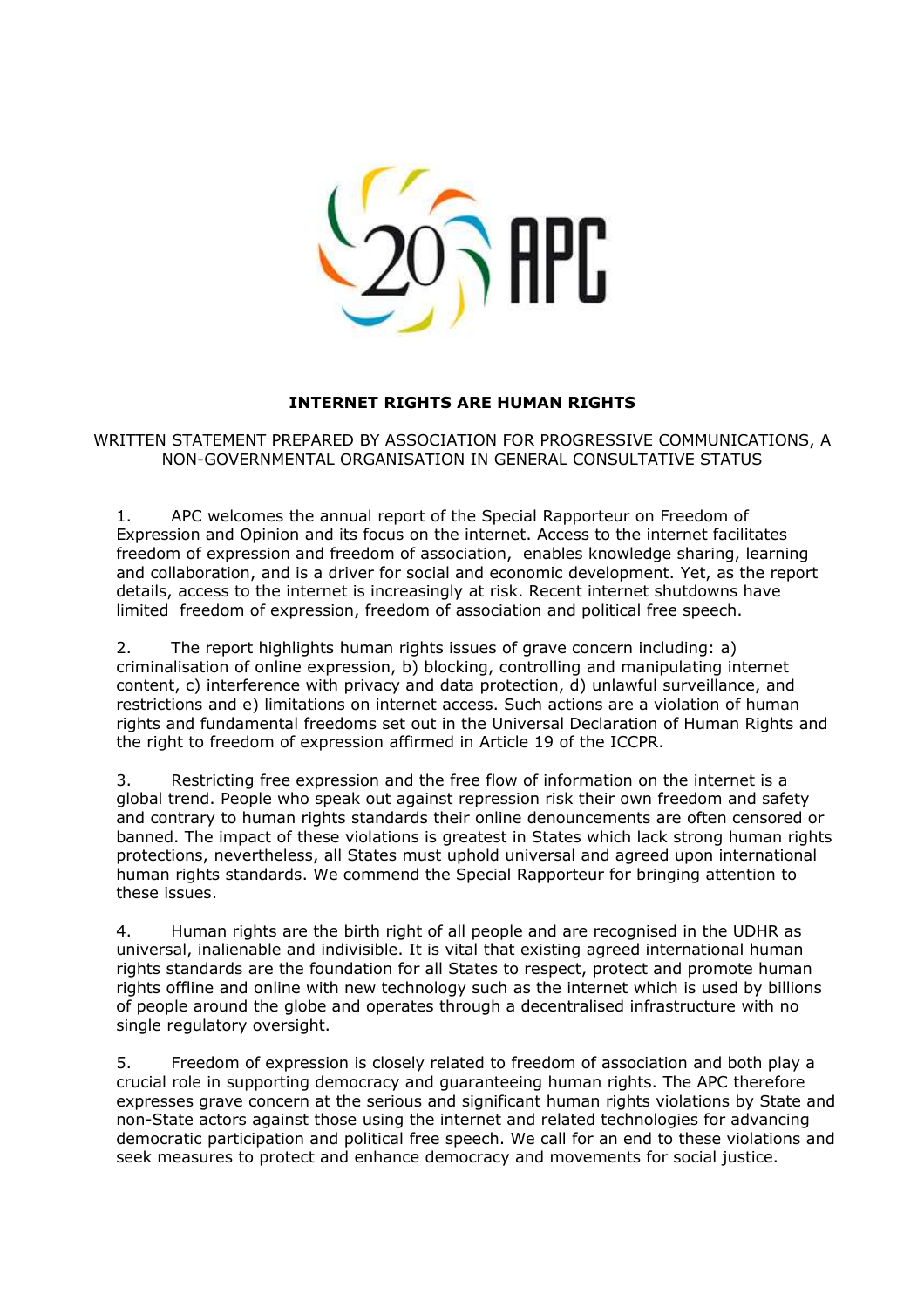# INTERNET RIGHTS ARE HUMAN RIGHTS

WRITTEN STATEMENT PREPARED BY ASSOCIATION FOR PROGRESSIVE COMMUNICATIONS, A NON-GOVERNMENTAL ORGANISATION IN GENERAL CONSULTATIVE STATUS

1. APC welcomes the annual report of the Special Rapporteur on Freedom of Expression and Opinion and its focus on the internet. Access to the internet facilitates freedom of expression and freedom of association, enables knowledge sharing, learning and collaboration, and is a driver for social and economic development. Yet, as the report details, access to the internet is increasingly at risk. Recent internet shutdowns have limited freedom of expression, freedom of association and political free speech.

2. The report highlights human rights issues of grave concern including: a) criminalisation of online expression, b) blocking, controlling and manipulating internet content, c) interference with privacy and data protection, d) unlawful surveillance, and restrictions and e) limitations on internet access. Such actions are a violation of human rights and fundamental freedoms set out in the Universal Declaration of Human Rights and the right to freedom of expression affirmed in Article 19 of the ICCPR.

3. Restricting free expression and the free flow of information on the internet is a global trend. People who speak out against repression risk their own freedom and safety and contrary to human rights standards their online denouncements are often censored or banned. The impact of these violations is greatest in States which lack strong human rights protections, nevertheless, all States must uphold universal and agreed upon international human rights standards. We commend the Special Rapporteur for bringing attention to these issues.

4. Human rights are the birth right of all people and are recognised in the UDHR as universal, inalienable and indivisible. It is vital that existing agreed international human rights standards are the foundation for all States to respect, protect and promote human rights offline and online with new technology such as the internet which is used by billions of people around the globe and operates through a decentralised infrastructure with no single regulatory oversight.

5. Freedom of expression is closely related to freedom of association and both play a crucial role in supporting democracy and guaranteeing human rights. The APC therefore expresses grave concern at the serious and significant human rights violations by State and non-State actors against those using the internet and related technologies for advancing democratic participation and political free speech. We call for an end to these violations and seek measures to protect and enhance democracy and movements for social justice.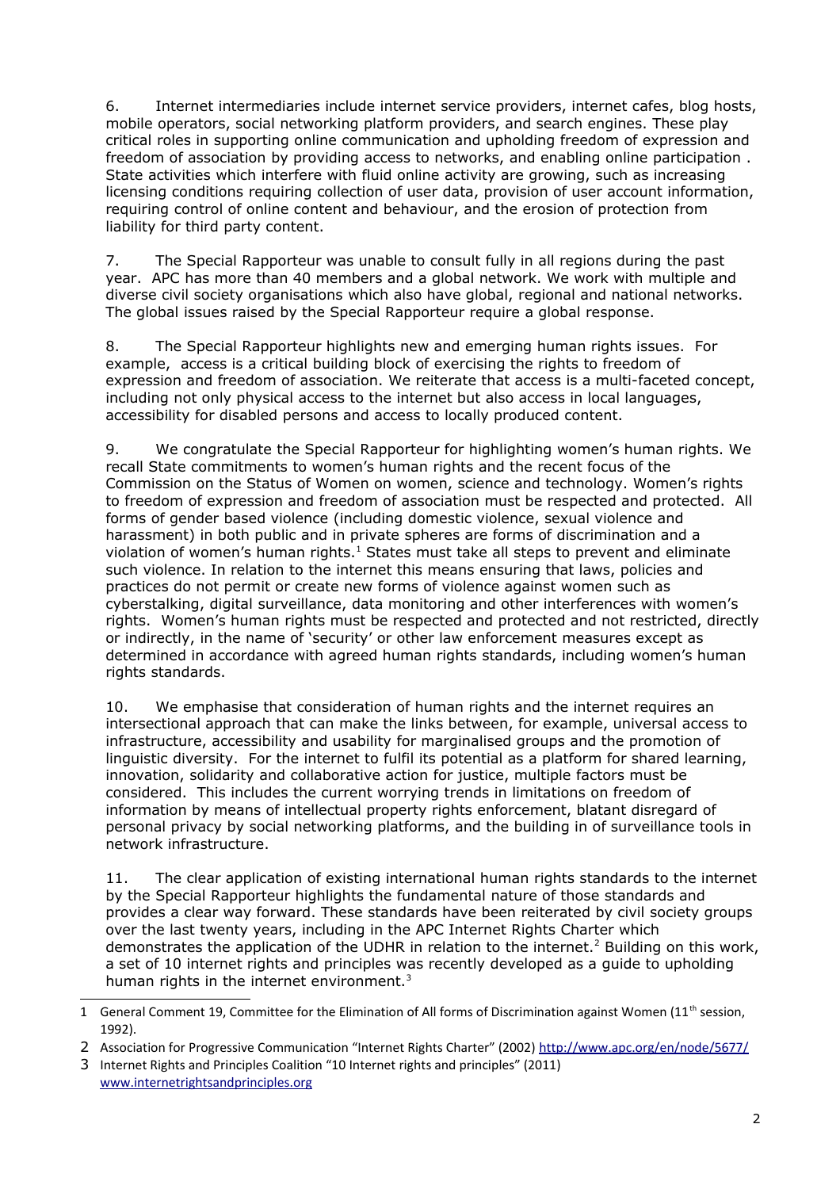6. Internet intermediaries include internet service providers, internet cafes, blog hosts, mobile operators, social networking platform providers, and search engines. These play critical roles in supporting online communication and upholding freedom of expression and freedom of association by providing access to networks, and enabling online participation . State activities which interfere with fluid online activity are growing, such as increasing licensing conditions requiring collection of user data, provision of user account information, requiring control of online content and behaviour, and the erosion of protection from liability for third party content.

7. The Special Rapporteur was unable to consult fully in all regions during the past year. APC has more than 40 members and a global network. We work with multiple and diverse civil society organisations which also have global, regional and national networks. The global issues raised by the Special Rapporteur require a global response.

8. The Special Rapporteur highlights new and emerging human rights issues. For example, access is a critical building block of exercising the rights to freedom of expression and freedom of association. We reiterate that access is a multi-faceted concept, including not only physical access to the internet but also access in local languages, accessibility for disabled persons and access to locally produced content.

9. We congratulate the Special Rapporteur for highlighting women's human rights. We recall State commitments to women's human rights and the recent focus of the Commission on the Status of Women on women, science and technology. Women's rights to freedom of expression and freedom of association must be respected and protected. All forms of gender based violence (including domestic violence, sexual violence and harassment) in both public and in private spheres are forms of discrimination and a violation of women's human rights.[1] States must take all steps to prevent and eliminate such violence. In relation to the internet this means ensuring that laws, policies and practices do not permit or create new forms of violence against women such as cyberstalking, digital surveillance, data monitoring and other interferences with women's rights. Women's human rights must be respected and protected and not restricted, directly or indirectly, in the name of 'security' or other law enforcement measures except as determined in accordance with agreed human rights standards, including women's human rights standards.

10. We emphasise that consideration of human rights and the internet requires an intersectional approach that can make the links between, for example, universal access to infrastructure, accessibility and usability for marginalised groups and the promotion of linguistic diversity. For the internet to fulfil its potential as a platform for shared learning, innovation, solidarity and collaborative action for justice, multiple factors must be considered. This includes the current worrying trends in limitations on freedom of information by means of intellectual property rights enforcement, blatant disregard of personal privacy by social networking platforms, and the building in of surveillance tools in network infrastructure.

11. The clear application of existing international human rights standards to the internet by the Special Rapporteur highlights the fundamental nature of those standards and provides a clear way forward. These standards have been reiterated by civil society groups over the last twenty years, including in the APC Internet Rights Charter which demonstrates the application of the UDHR in relation to the internet.[2] Building on this work, a set of 10 internet rights and principles was recently developed as a guide to upholding human rights in the internet environment.[3]

---

1 General Comment 19, Committee for the Elimination of All forms of Discrimination against Women (11th session, 1992).

2 Association for Progressive Communication "Internet Rights Charter" (2002) http://www.apc.org/en/node/5677/

3 Internet Rights and Principles Coalition "10 Internet rights and principles" (2011) www.internetrightsandprinciples.org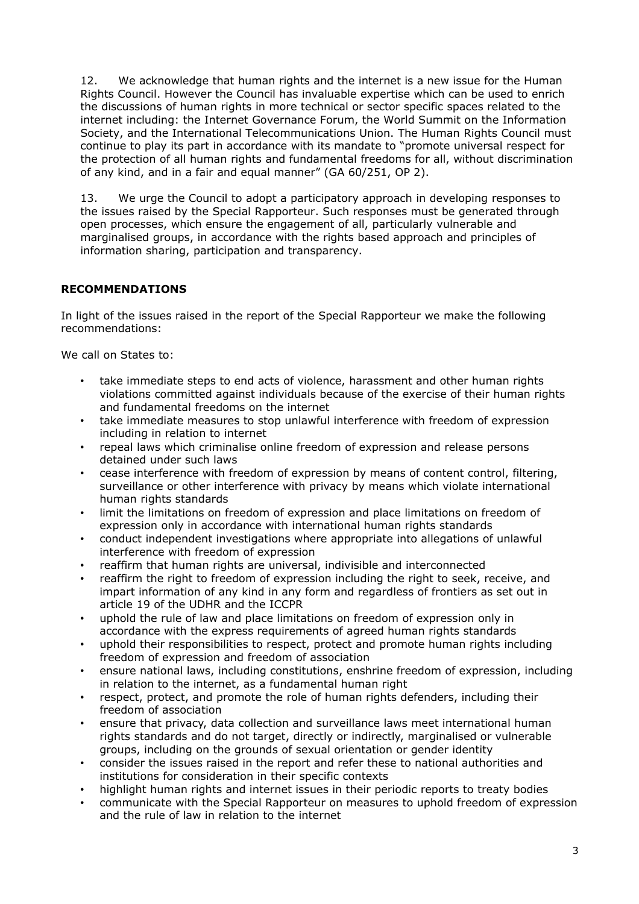12. We acknowledge that human rights and the internet is a new issue for the Human Rights Council. However the Council has invaluable expertise which can be used to enrich the discussions of human rights in more technical or sector specific spaces related to the internet including: the Internet Governance Forum, the World Summit on the Information Society, and the International Telecommunications Union. The Human Rights Council must continue to play its part in accordance with its mandate to "promote universal respect for the protection of all human rights and fundamental freedoms for all, without discrimination of any kind, and in a fair and equal manner" (GA 60/251, OP 2).

13. We urge the Council to adopt a participatory approach in developing responses to the issues raised by the Special Rapporteur. Such responses must be generated through open processes, which ensure the engagement of all, particularly vulnerable and marginalised groups, in accordance with the rights based approach and principles of information sharing, participation and transparency.

## RECOMMENDATIONS

In light of the issues raised in the report of the Special Rapporteur we make the following recommendations:

We call on States to:

- take immediate steps to end acts of violence, harassment and other human rights violations committed against individuals because of the exercise of their human rights and fundamental freedoms on the internet
- take immediate measures to stop unlawful interference with freedom of expression including in relation to internet
- repeal laws which criminalise online freedom of expression and release persons detained under such laws
- cease interference with freedom of expression by means of content control, filtering, surveillance or other interference with privacy by means which violate international human rights standards
- limit the limitations on freedom of expression and place limitations on freedom of expression only in accordance with international human rights standards
- conduct independent investigations where appropriate into allegations of unlawful interference with freedom of expression
- reaffirm that human rights are universal, indivisible and interconnected
- reaffirm the right to freedom of expression including the right to seek, receive, and impart information of any kind in any form and regardless of frontiers as set out in article 19 of the UDHR and the ICCPR
- uphold the rule of law and place limitations on freedom of expression only in accordance with the express requirements of agreed human rights standards
- uphold their responsibilities to respect, protect and promote human rights including freedom of expression and freedom of association
- ensure national laws, including constitutions, enshrine freedom of expression, including in relation to the internet, as a fundamental human right
- respect, protect, and promote the role of human rights defenders, including their freedom of association
- ensure that privacy, data collection and surveillance laws meet international human rights standards and do not target, directly or indirectly, marginalised or vulnerable groups, including on the grounds of sexual orientation or gender identity
- consider the issues raised in the report and refer these to national authorities and institutions for consideration in their specific contexts
- highlight human rights and internet issues in their periodic reports to treaty bodies
- communicate with the Special Rapporteur on measures to uphold freedom of expression and the rule of law in relation to the internet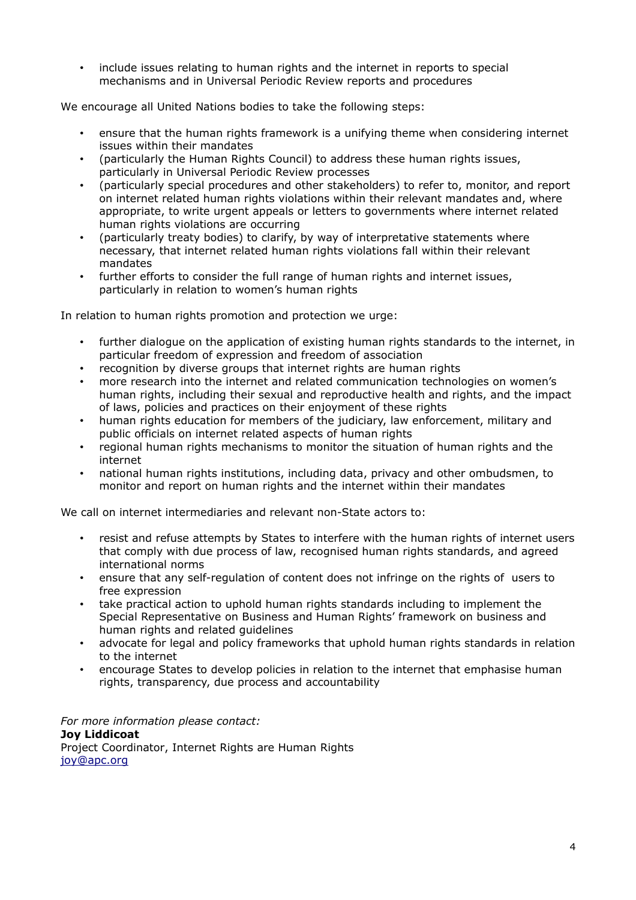- include issues relating to human rights and the internet in reports to special mechanisms and in Universal Periodic Review reports and procedures

We encourage all United Nations bodies to take the following steps:

- ensure that the human rights framework is a unifying theme when considering internet issues within their mandates
- (particularly the Human Rights Council) to address these human rights issues, particularly in Universal Periodic Review processes
- (particularly special procedures and other stakeholders) to refer to, monitor, and report on internet related human rights violations within their relevant mandates and, where appropriate, to write urgent appeals or letters to governments where internet related human rights violations are occurring
- (particularly treaty bodies) to clarify, by way of interpretative statements where necessary, that internet related human rights violations fall within their relevant mandates
- further efforts to consider the full range of human rights and internet issues, particularly in relation to women's human rights

In relation to human rights promotion and protection we urge:

- further dialogue on the application of existing human rights standards to the internet, in particular freedom of expression and freedom of association
- recognition by diverse groups that internet rights are human rights
- more research into the internet and related communication technologies on women's human rights, including their sexual and reproductive health and rights, and the impact of laws, policies and practices on their enjoyment of these rights
- human rights education for members of the judiciary, law enforcement, military and public officials on internet related aspects of human rights
- regional human rights mechanisms to monitor the situation of human rights and the internet
- national human rights institutions, including data, privacy and other ombudsmen, to monitor and report on human rights and the internet within their mandates

We call on internet intermediaries and relevant non-State actors to:

- resist and refuse attempts by States to interfere with the human rights of internet users that comply with due process of law, recognised human rights standards, and agreed international norms
- ensure that any self-regulation of content does not infringe on the rights of users to free expression
- take practical action to uphold human rights standards including to implement the Special Representative on Business and Human Rights' framework on business and human rights and related guidelines
- advocate for legal and policy frameworks that uphold human rights standards in relation to the internet
- encourage States to develop policies in relation to the internet that emphasise human rights, transparency, due process and accountability

*For more information please contact:*
**Joy Liddicoat**
Project Coordinator, Internet Rights are Human Rights
joy@apc.org